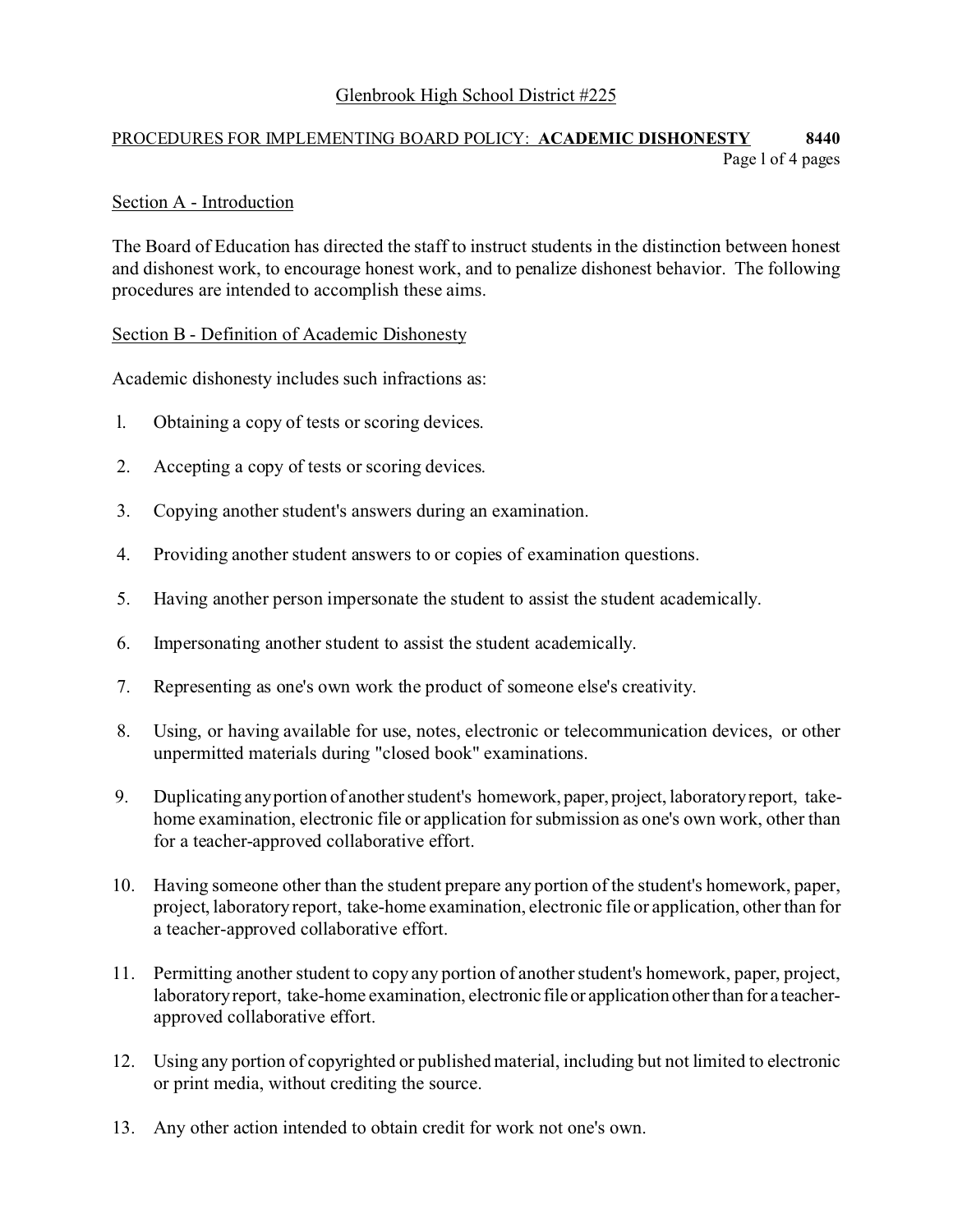Glenbrook High School District #225

PROCEDURES FOR IMPLEMENTING BOARD POLICY: **ACADEMIC DISHONESTY** **8440**

## Section A - Introduction

The Board of Education has directed the staff to instruct students in the distinction between honest and dishonest work, to encourage honest work, and to penalize dishonest behavior. The following procedures are intended to accomplish these aims.

## Section B - Definition of Academic Dishonesty

Academic dishonesty includes such infractions as:

1. Obtaining a copy of tests or scoring devices.
2. Accepting a copy of tests or scoring devices.
3. Copying another student's answers during an examination.
4. Providing another student answers to or copies of examination questions.
5. Having another person impersonate the student to assist the student academically.
6. Impersonating another student to assist the student academically.
7. Representing as one's own work the product of someone else's creativity.
8. Using, or having available for use, notes, electronic or telecommunication devices, or other unpermitted materials during "closed book" examinations.
9. Duplicating any portion of another student's homework, paper, project, laboratory report, take-home examination, electronic file or application for submission as one's own work, other than for a teacher-approved collaborative effort.
10. Having someone other than the student prepare any portion of the student's homework, paper, project, laboratory report, take-home examination, electronic file or application, other than for a teacher-approved collaborative effort.
11. Permitting another student to copy any portion of another student's homework, paper, project, laboratory report, take-home examination, electronic file or application other than for a teacher-approved collaborative effort.
12. Using any portion of copyrighted or published material, including but not limited to electronic or print media, without crediting the source.
13. Any other action intended to obtain credit for work not one's own.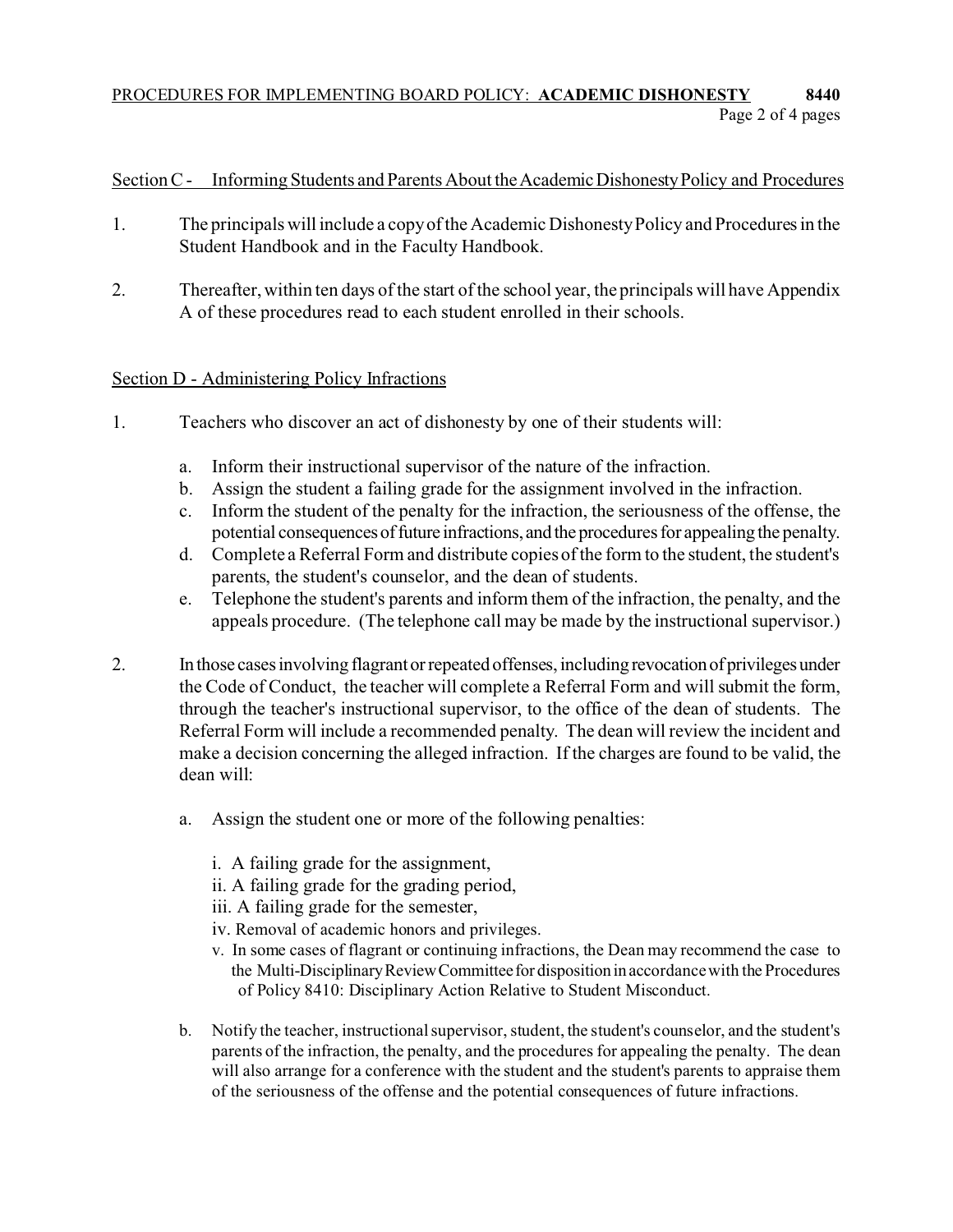Section C - Informing Students and Parents About the Academic Dishonesty Policy and Procedures

1. The principals will include a copy of the Academic Dishonesty Policy and Procedures in the Student Handbook and in the Faculty Handbook.

2. Thereafter, within ten days of the start of the school year, the principals will have Appendix A of these procedures read to each student enrolled in their schools.

Section D - Administering Policy Infractions

1. Teachers who discover an act of dishonesty by one of their students will:

   a. Inform their instructional supervisor of the nature of the infraction.
   b. Assign the student a failing grade for the assignment involved in the infraction.
   c. Inform the student of the penalty for the infraction, the seriousness of the offense, the potential consequences of future infractions, and the procedures for appealing the penalty.
   d. Complete a Referral Form and distribute copies of the form to the student, the student's parents, the student's counselor, and the dean of students.
   e. Telephone the student's parents and inform them of the infraction, the penalty, and the appeals procedure. (The telephone call may be made by the instructional supervisor.)

2. In those cases involving flagrant or repeated offenses, including revocation of privileges under the Code of Conduct, the teacher will complete a Referral Form and will submit the form, through the teacher's instructional supervisor, to the office of the dean of students. The Referral Form will include a recommended penalty. The dean will review the incident and make a decision concerning the alleged infraction. If the charges are found to be valid, the dean will:

   a. Assign the student one or more of the following penalties:

      i. A failing grade for the assignment,
      ii. A failing grade for the grading period,
      iii. A failing grade for the semester,
      iv. Removal of academic honors and privileges.
      v. In some cases of flagrant or continuing infractions, the Dean may recommend the case to the Multi-Disciplinary Review Committee for disposition in accordance with the Procedures of Policy 8410: Disciplinary Action Relative to Student Misconduct.

   b. Notify the teacher, instructional supervisor, student, the student's counselor, and the student's parents of the infraction, the penalty, and the procedures for appealing the penalty. The dean will also arrange for a conference with the student and the student's parents to appraise them of the seriousness of the offense and the potential consequences of future infractions.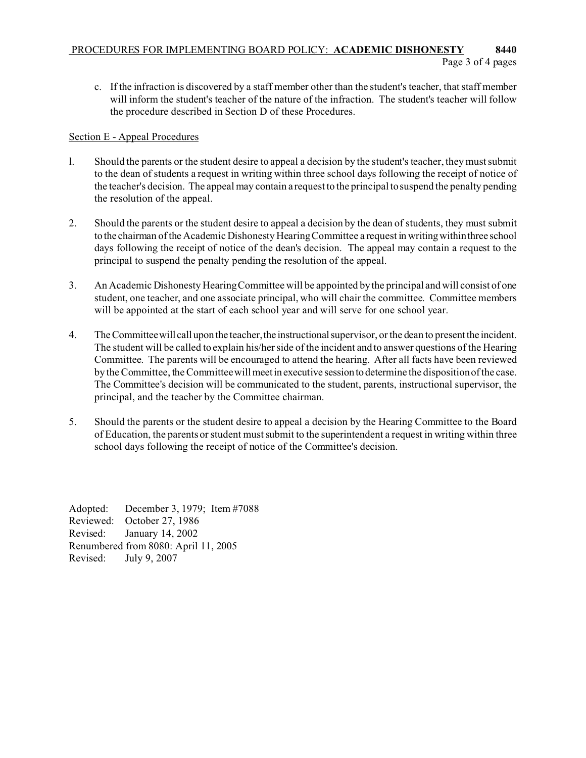c. If the infraction is discovered by a staff member other than the student's teacher, that staff member will inform the student's teacher of the nature of the infraction. The student's teacher will follow the procedure described in Section D of these Procedures.

Section E - Appeal Procedures

1. Should the parents or the student desire to appeal a decision by the student's teacher, they must submit to the dean of students a request in writing within three school days following the receipt of notice of the teacher's decision. The appeal may contain a request to the principal to suspend the penalty pending the resolution of the appeal.

2. Should the parents or the student desire to appeal a decision by the dean of students, they must submit to the chairman of the Academic Dishonesty Hearing Committee a request in writing within three school days following the receipt of notice of the dean's decision. The appeal may contain a request to the principal to suspend the penalty pending the resolution of the appeal.

3. An Academic Dishonesty Hearing Committee will be appointed by the principal and will consist of one student, one teacher, and one associate principal, who will chair the committee. Committee members will be appointed at the start of each school year and will serve for one school year.

4. The Committee will call upon the teacher, the instructional supervisor, or the dean to present the incident. The student will be called to explain his/her side of the incident and to answer questions of the Hearing Committee. The parents will be encouraged to attend the hearing. After all facts have been reviewed by the Committee, the Committee will meet in executive session to determine the disposition of the case. The Committee's decision will be communicated to the student, parents, instructional supervisor, the principal, and the teacher by the Committee chairman.

5. Should the parents or the student desire to appeal a decision by the Hearing Committee to the Board of Education, the parents or student must submit to the superintendent a request in writing within three school days following the receipt of notice of the Committee's decision.

Adopted: December 3, 1979; Item #7088
Reviewed: October 27, 1986
Revised: January 14, 2002
Renumbered from 8080: April 11, 2005
Revised: July 9, 2007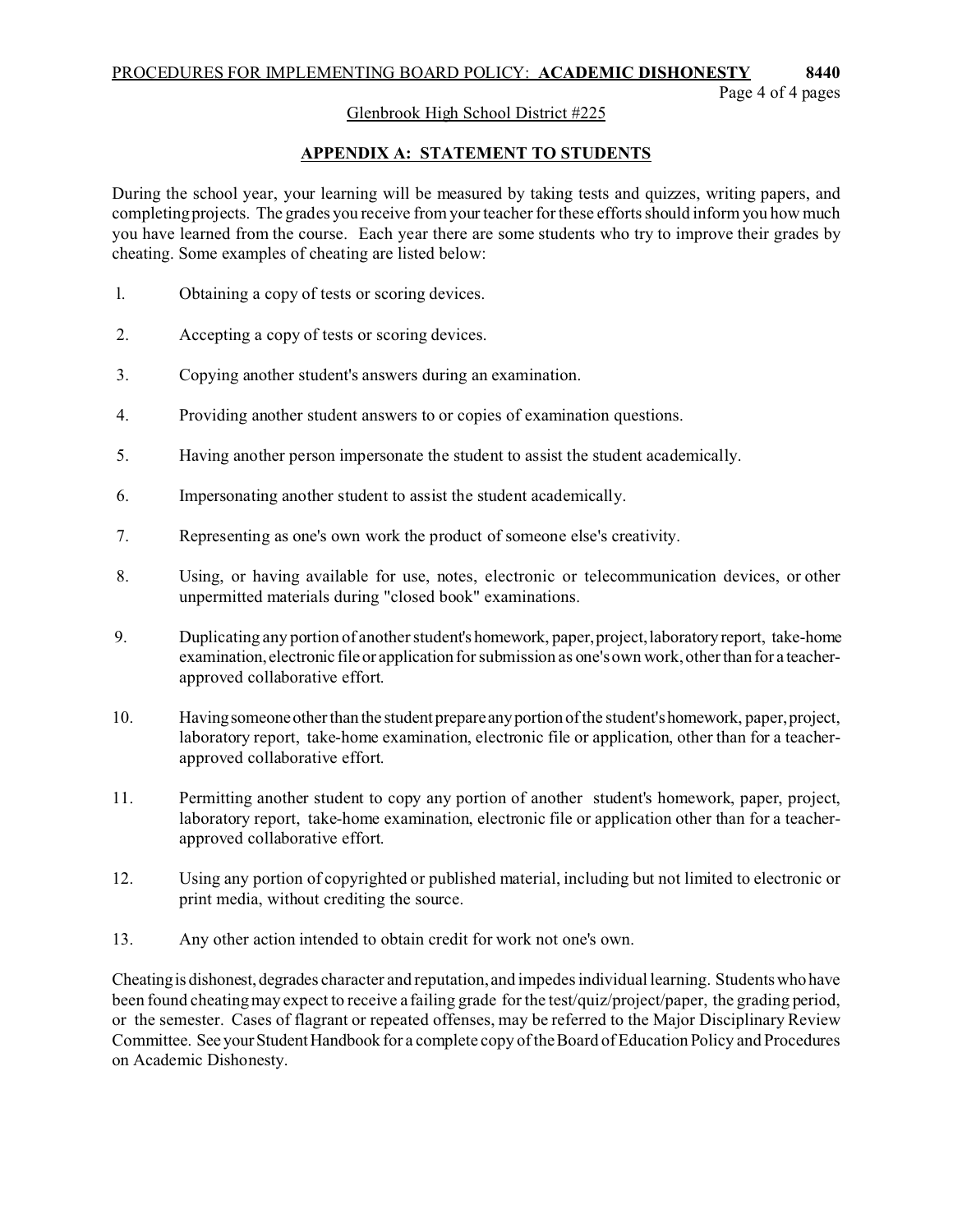PROCEDURES FOR IMPLEMENTING BOARD POLICY: **ACADEMIC DISHONESTY** **8440**

Glenbrook High School District #225

## APPENDIX A: STATEMENT TO STUDENTS

During the school year, your learning will be measured by taking tests and quizzes, writing papers, and completing projects. The grades you receive from your teacher for these efforts should inform you how much you have learned from the course. Each year there are some students who try to improve their grades by cheating. Some examples of cheating are listed below:

1. Obtaining a copy of tests or scoring devices.
2. Accepting a copy of tests or scoring devices.
3. Copying another student's answers during an examination.
4. Providing another student answers to or copies of examination questions.
5. Having another person impersonate the student to assist the student academically.
6. Impersonating another student to assist the student academically.
7. Representing as one's own work the product of someone else's creativity.
8. Using, or having available for use, notes, electronic or telecommunication devices, or other unpermitted materials during "closed book" examinations.
9. Duplicating any portion of another student's homework, paper, project, laboratory report, take-home examination, electronic file or application for submission as one's own work, other than for a teacher-approved collaborative effort.
10. Having someone other than the student prepare any portion of the student's homework, paper, project, laboratory report, take-home examination, electronic file or application, other than for a teacher-approved collaborative effort.
11. Permitting another student to copy any portion of another student's homework, paper, project, laboratory report, take-home examination, electronic file or application other than for a teacher-approved collaborative effort.
12. Using any portion of copyrighted or published material, including but not limited to electronic or print media, without crediting the source.
13. Any other action intended to obtain credit for work not one's own.

Cheating is dishonest, degrades character and reputation, and impedes individual learning. Students who have been found cheating may expect to receive a failing grade for the test/quiz/project/paper, the grading period, or the semester. Cases of flagrant or repeated offenses, may be referred to the Major Disciplinary Review Committee. See your Student Handbook for a complete copy of the Board of Education Policy and Procedures on Academic Dishonesty.